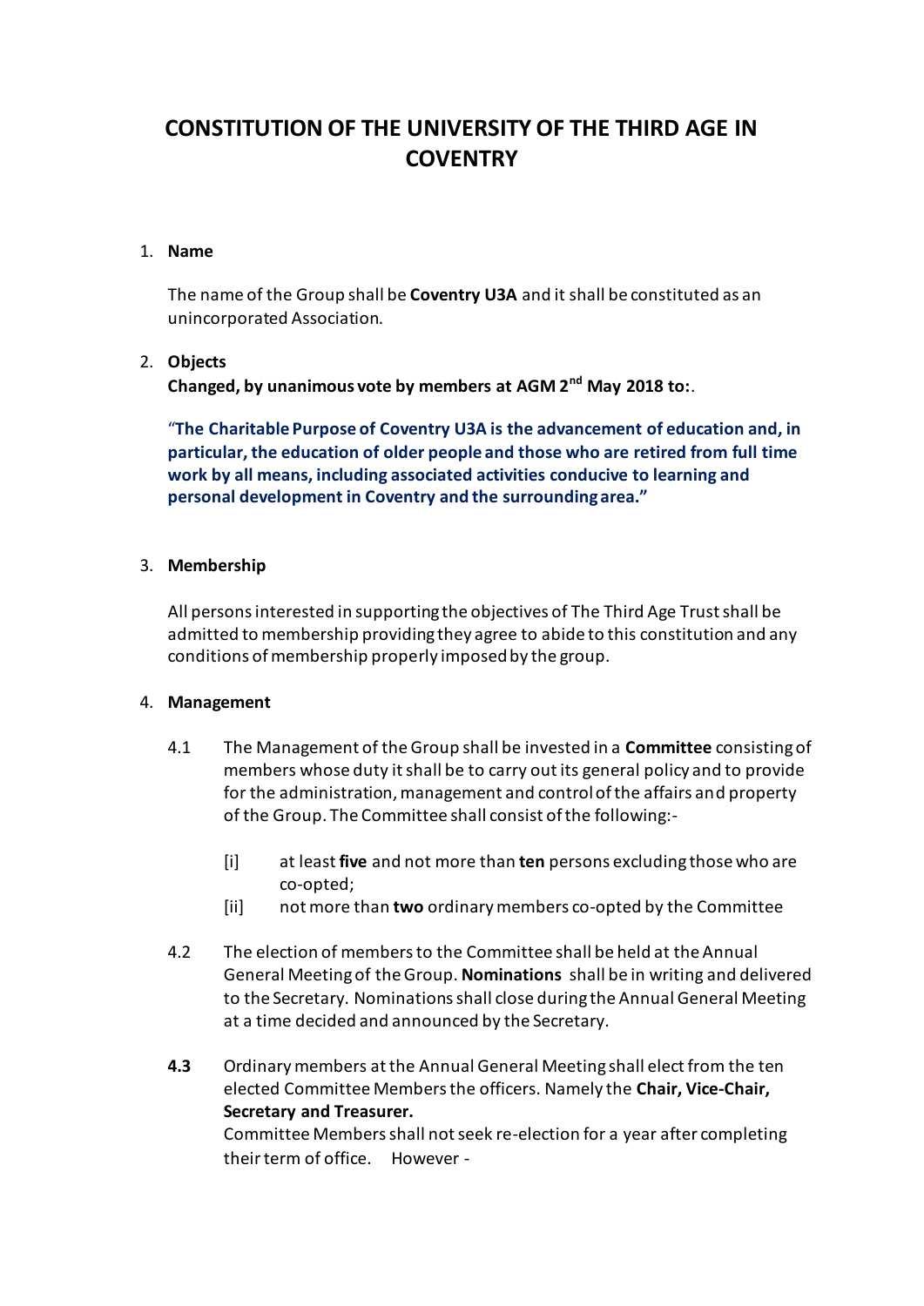# CONSTITUTION OF THE UNIVERSITY OF THE THIRD AGE IN COVENTRY

1. **Name**

   The name of the Group shall be **Coventry U3A** and it shall be constituted as an unincorporated Association.

2. **Objects**
   **Changed, by unanimous vote by members at AGM 2nd May 2018 to:**.

   **"The Charitable Purpose of Coventry U3A is the advancement of education and, in particular, the education of older people and those who are retired from full time work by all means, including associated activities conducive to learning and personal development in Coventry and the surrounding area."**

3. **Membership**

   All persons interested in supporting the objectives of The Third Age Trust shall be admitted to membership providing they agree to abide to this constitution and any conditions of membership properly imposed by the group.

4. **Management**

   4.1 The Management of the Group shall be invested in a **Committee** consisting of members whose duty it shall be to carry out its general policy and to provide for the administration, management and control of the affairs and property of the Group. The Committee shall consist of the following:-

   [i] at least **five** and not more than **ten** persons excluding those who are co-opted;

   [ii] not more than **two** ordinary members co-opted by the Committee

   4.2 The election of members to the Committee shall be held at the Annual General Meeting of the Group. **Nominations** shall be in writing and delivered to the Secretary. Nominations shall close during the Annual General Meeting at a time decided and announced by the Secretary.

   **4.3** Ordinary members at the Annual General Meeting shall elect from the ten elected Committee Members the officers. Namely the **Chair, Vice-Chair, Secretary and Treasurer.**
   Committee Members shall not seek re-election for a year after completing their term of office. However -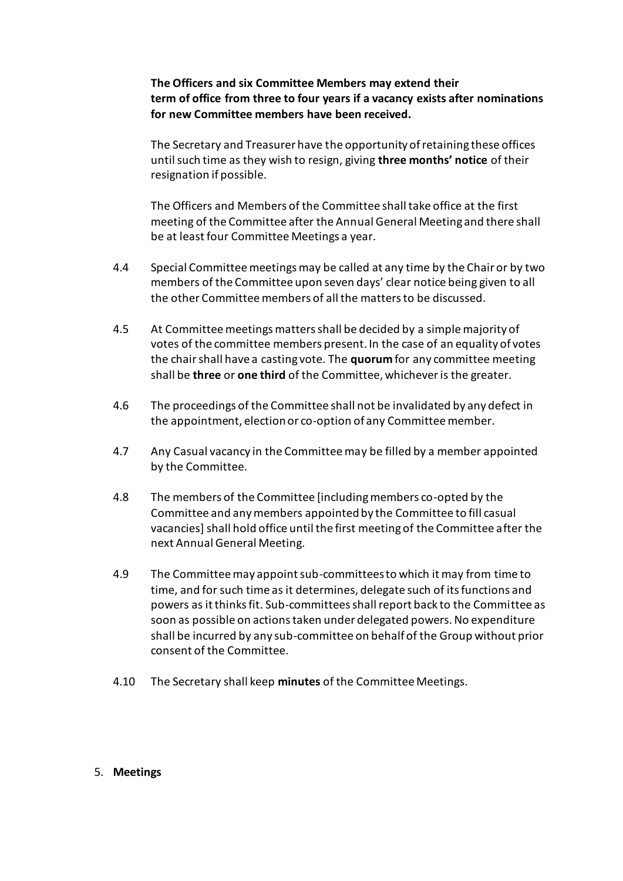**The Officers and six Committee Members may extend their term of office from three to four years if a vacancy exists after nominations for new Committee members have been received.**

The Secretary and Treasurer have the opportunity of retaining these offices until such time as they wish to resign, giving **three months' notice** of their resignation if possible.

The Officers and Members of the Committee shall take office at the first meeting of the Committee after the Annual General Meeting and there shall be at least four Committee Meetings a year.

4.4 Special Committee meetings may be called at any time by the Chair or by two members of the Committee upon seven days' clear notice being given to all the other Committee members of all the matters to be discussed.

4.5 At Committee meetings matters shall be decided by a simple majority of votes of the committee members present. In the case of an equality of votes the chair shall have a casting vote. The **quorum** for any committee meeting shall be **three** or **one third** of the Committee, whichever is the greater.

4.6 The proceedings of the Committee shall not be invalidated by any defect in the appointment, election or co-option of any Committee member.

4.7 Any Casual vacancy in the Committee may be filled by a member appointed by the Committee.

4.8 The members of the Committee [including members co-opted by the Committee and any members appointed by the Committee to fill casual vacancies] shall hold office until the first meeting of the Committee after the next Annual General Meeting.

4.9 The Committee may appoint sub-committees to which it may from time to time, and for such time as it determines, delegate such of its functions and powers as it thinks fit. Sub-committees shall report back to the Committee as soon as possible on actions taken under delegated powers. No expenditure shall be incurred by any sub-committee on behalf of the Group without prior consent of the Committee.

4.10 The Secretary shall keep **minutes** of the Committee Meetings.

5. **Meetings**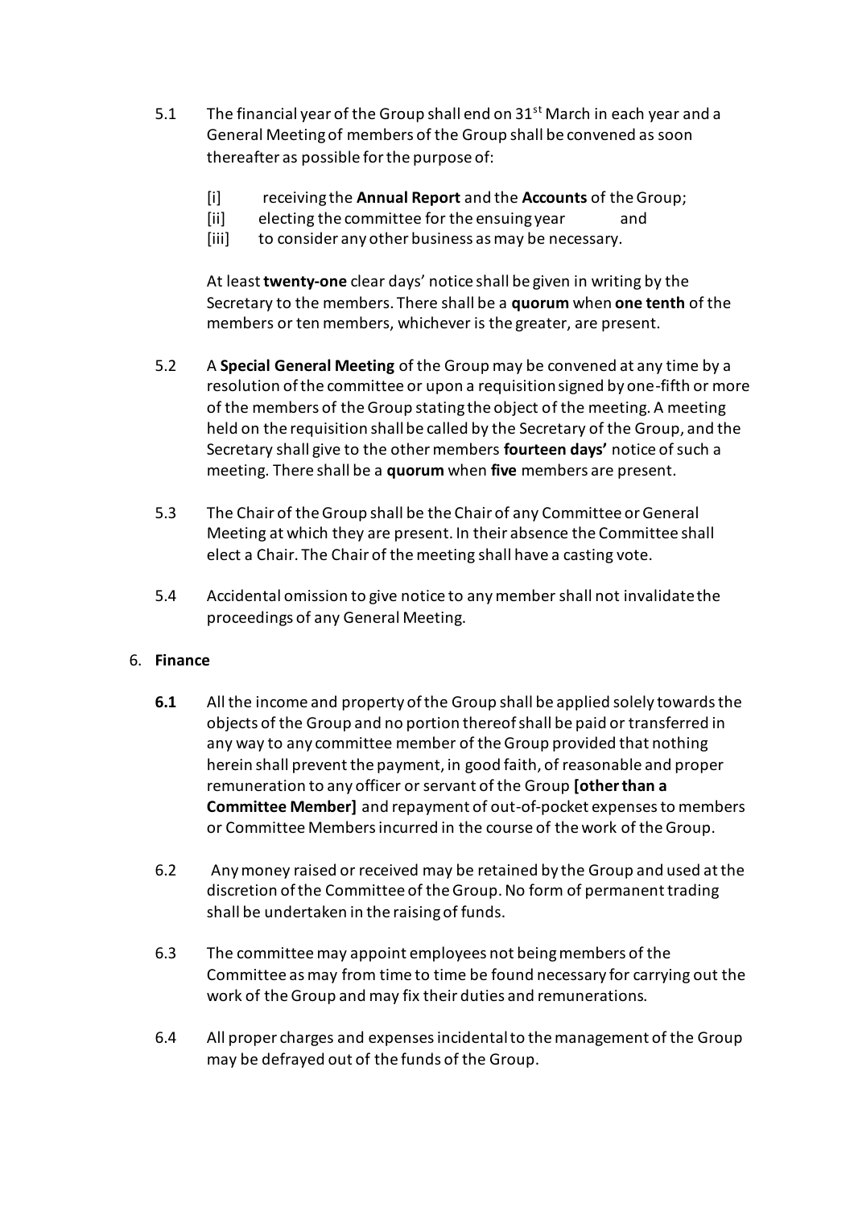5.1 The financial year of the Group shall end on 31st March in each year and a General Meeting of members of the Group shall be convened as soon thereafter as possible for the purpose of:

[i] receiving the **Annual Report** and the **Accounts** of the Group;
[ii] electing the committee for the ensuing year and
[iii] to consider any other business as may be necessary.

At least **twenty-one** clear days' notice shall be given in writing by the Secretary to the members. There shall be a **quorum** when **one tenth** of the members or ten members, whichever is the greater, are present.

5.2 A **Special General Meeting** of the Group may be convened at any time by a resolution of the committee or upon a requisition signed by one-fifth or more of the members of the Group stating the object of the meeting. A meeting held on the requisition shall be called by the Secretary of the Group, and the Secretary shall give to the other members **fourteen days'** notice of such a meeting. There shall be a **quorum** when **five** members are present.

5.3 The Chair of the Group shall be the Chair of any Committee or General Meeting at which they are present. In their absence the Committee shall elect a Chair. The Chair of the meeting shall have a casting vote.

5.4 Accidental omission to give notice to any member shall not invalidate the proceedings of any General Meeting.

6. **Finance**

**6.1** All the income and property of the Group shall be applied solely towards the objects of the Group and no portion thereof shall be paid or transferred in any way to any committee member of the Group provided that nothing herein shall prevent the payment, in good faith, of reasonable and proper remuneration to any officer or servant of the Group **[other than a Committee Member]** and repayment of out-of-pocket expenses to members or Committee Members incurred in the course of the work of the Group.

6.2 Any money raised or received may be retained by the Group and used at the discretion of the Committee of the Group. No form of permanent trading shall be undertaken in the raising of funds.

6.3 The committee may appoint employees not being members of the Committee as may from time to time be found necessary for carrying out the work of the Group and may fix their duties and remunerations.

6.4 All proper charges and expenses incidental to the management of the Group may be defrayed out of the funds of the Group.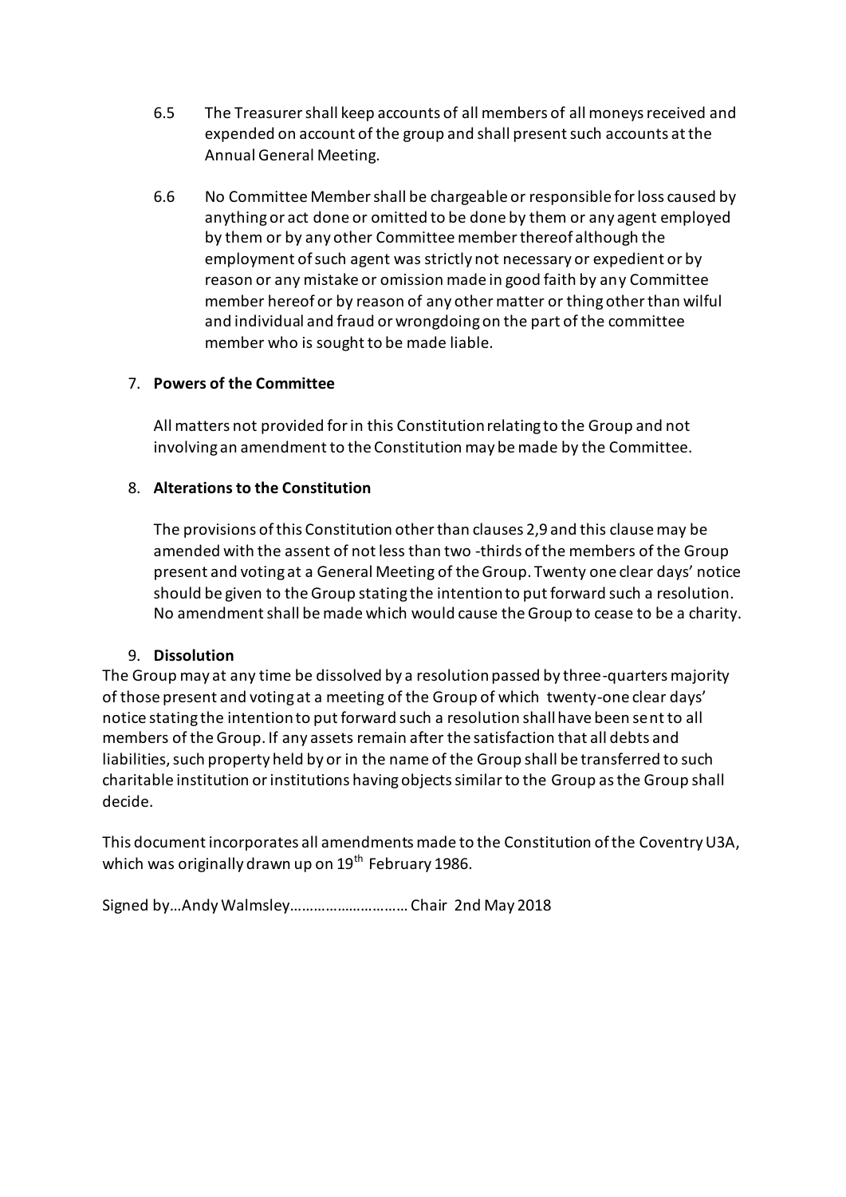6.5 The Treasurer shall keep accounts of all members of all moneys received and expended on account of the group and shall present such accounts at the Annual General Meeting.

6.6 No Committee Member shall be chargeable or responsible for loss caused by anything or act done or omitted to be done by them or any agent employed by them or by any other Committee member thereof although the employment of such agent was strictly not necessary or expedient or by reason or any mistake or omission made in good faith by any Committee member hereof or by reason of any other matter or thing other than wilful and individual and fraud or wrongdoing on the part of the committee member who is sought to be made liable.

7. **Powers of the Committee**

All matters not provided for in this Constitution relating to the Group and not involving an amendment to the Constitution may be made by the Committee.

8. **Alterations to the Constitution**

The provisions of this Constitution other than clauses 2,9 and this clause may be amended with the assent of not less than two -thirds of the members of the Group present and voting at a General Meeting of the Group. Twenty one clear days' notice should be given to the Group stating the intention to put forward such a resolution. No amendment shall be made which would cause the Group to cease to be a charity.

9. **Dissolution**

The Group may at any time be dissolved by a resolution passed by three-quarters majority of those present and voting at a meeting of the Group of which twenty-one clear days' notice stating the intention to put forward such a resolution shall have been sent to all members of the Group. If any assets remain after the satisfaction that all debts and liabilities, such property held by or in the name of the Group shall be transferred to such charitable institution or institutions having objects similar to the Group as the Group shall decide.

This document incorporates all amendments made to the Constitution of the Coventry U3A, which was originally drawn up on 19th February 1986.

Signed by…Andy Walmsley………………………… Chair 2nd May 2018